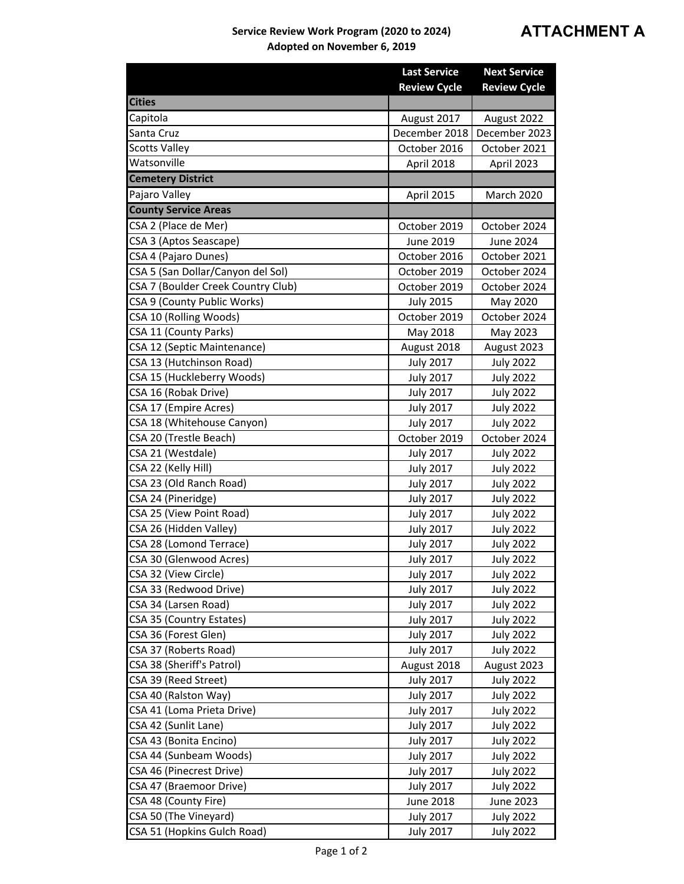**ATTACHMENT A**

**Service Review Work Program (2020 to 2024)**
**Adopted on November 6, 2019**

| | Last Service Review Cycle | Next Service Review Cycle |
|---|---|---|
| **Cities** | | |
| Capitola | August 2017 | August 2022 |
| Santa Cruz | December 2018 | December 2023 |
| Scotts Valley | October 2016 | October 2021 |
| Watsonville | April 2018 | April 2023 |
| **Cemetery District** | | |
| Pajaro Valley | April 2015 | March 2020 |
| **County Service Areas** | | |
| CSA 2 (Place de Mer) | October 2019 | October 2024 |
| CSA 3 (Aptos Seascape) | June 2019 | June 2024 |
| CSA 4 (Pajaro Dunes) | October 2016 | October 2021 |
| CSA 5 (San Dollar/Canyon del Sol) | October 2019 | October 2024 |
| CSA 7 (Boulder Creek Country Club) | October 2019 | October 2024 |
| CSA 9 (County Public Works) | July 2015 | May 2020 |
| CSA 10 (Rolling Woods) | October 2019 | October 2024 |
| CSA 11 (County Parks) | May 2018 | May 2023 |
| CSA 12 (Septic Maintenance) | August 2018 | August 2023 |
| CSA 13 (Hutchinson Road) | July 2017 | July 2022 |
| CSA 15 (Huckleberry Woods) | July 2017 | July 2022 |
| CSA 16 (Robak Drive) | July 2017 | July 2022 |
| CSA 17 (Empire Acres) | July 2017 | July 2022 |
| CSA 18 (Whitehouse Canyon) | July 2017 | July 2022 |
| CSA 20 (Trestle Beach) | October 2019 | October 2024 |
| CSA 21 (Westdale) | July 2017 | July 2022 |
| CSA 22 (Kelly Hill) | July 2017 | July 2022 |
| CSA 23 (Old Ranch Road) | July 2017 | July 2022 |
| CSA 24 (Pineridge) | July 2017 | July 2022 |
| CSA 25 (View Point Road) | July 2017 | July 2022 |
| CSA 26 (Hidden Valley) | July 2017 | July 2022 |
| CSA 28 (Lomond Terrace) | July 2017 | July 2022 |
| CSA 30 (Glenwood Acres) | July 2017 | July 2022 |
| CSA 32 (View Circle) | July 2017 | July 2022 |
| CSA 33 (Redwood Drive) | July 2017 | July 2022 |
| CSA 34 (Larsen Road) | July 2017 | July 2022 |
| CSA 35 (Country Estates) | July 2017 | July 2022 |
| CSA 36 (Forest Glen) | July 2017 | July 2022 |
| CSA 37 (Roberts Road) | July 2017 | July 2022 |
| CSA 38 (Sheriff's Patrol) | August 2018 | August 2023 |
| CSA 39 (Reed Street) | July 2017 | July 2022 |
| CSA 40 (Ralston Way) | July 2017 | July 2022 |
| CSA 41 (Loma Prieta Drive) | July 2017 | July 2022 |
| CSA 42 (Sunlit Lane) | July 2017 | July 2022 |
| CSA 43 (Bonita Encino) | July 2017 | July 2022 |
| CSA 44 (Sunbeam Woods) | July 2017 | July 2022 |
| CSA 46 (Pinecrest Drive) | July 2017 | July 2022 |
| CSA 47 (Braemoor Drive) | July 2017 | July 2022 |
| CSA 48 (County Fire) | June 2018 | June 2023 |
| CSA 50 (The Vineyard) | July 2017 | July 2022 |
| CSA 51 (Hopkins Gulch Road) | July 2017 | July 2022 |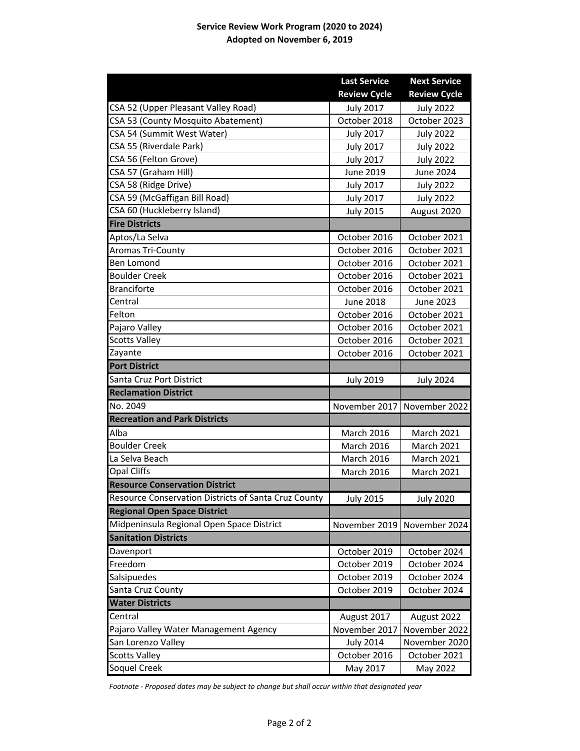**Service Review Work Program (2020 to 2024)**
**Adopted on November 6, 2019**

| | Last Service Review Cycle | Next Service Review Cycle |
|---|---|---|
| CSA 52 (Upper Pleasant Valley Road) | July 2017 | July 2022 |
| CSA 53 (County Mosquito Abatement) | October 2018 | October 2023 |
| CSA 54 (Summit West Water) | July 2017 | July 2022 |
| CSA 55 (Riverdale Park) | July 2017 | July 2022 |
| CSA 56 (Felton Grove) | July 2017 | July 2022 |
| CSA 57 (Graham Hill) | June 2019 | June 2024 |
| CSA 58 (Ridge Drive) | July 2017 | July 2022 |
| CSA 59 (McGaffigan Bill Road) | July 2017 | July 2022 |
| CSA 60 (Huckleberry Island) | July 2015 | August 2020 |
| **Fire Districts** | | |
| Aptos/La Selva | October 2016 | October 2021 |
| Aromas Tri-County | October 2016 | October 2021 |
| Ben Lomond | October 2016 | October 2021 |
| Boulder Creek | October 2016 | October 2021 |
| Branciforte | October 2016 | October 2021 |
| Central | June 2018 | June 2023 |
| Felton | October 2016 | October 2021 |
| Pajaro Valley | October 2016 | October 2021 |
| Scotts Valley | October 2016 | October 2021 |
| Zayante | October 2016 | October 2021 |
| **Port District** | | |
| Santa Cruz Port District | July 2019 | July 2024 |
| **Reclamation District** | | |
| No. 2049 | November 2017 | November 2022 |
| **Recreation and Park Districts** | | |
| Alba | March 2016 | March 2021 |
| Boulder Creek | March 2016 | March 2021 |
| La Selva Beach | March 2016 | March 2021 |
| Opal Cliffs | March 2016 | March 2021 |
| **Resource Conservation District** | | |
| Resource Conservation Districts of Santa Cruz County | July 2015 | July 2020 |
| **Regional Open Space District** | | |
| Midpeninsula Regional Open Space District | November 2019 | November 2024 |
| **Sanitation Districts** | | |
| Davenport | October 2019 | October 2024 |
| Freedom | October 2019 | October 2024 |
| Salsipuedes | October 2019 | October 2024 |
| Santa Cruz County | October 2019 | October 2024 |
| **Water Districts** | | |
| Central | August 2017 | August 2022 |
| Pajaro Valley Water Management Agency | November 2017 | November 2022 |
| San Lorenzo Valley | July 2014 | November 2020 |
| Scotts Valley | October 2016 | October 2021 |
| Soquel Creek | May 2017 | May 2022 |

*Footnote - Proposed dates may be subject to change but shall occur within that designated year*